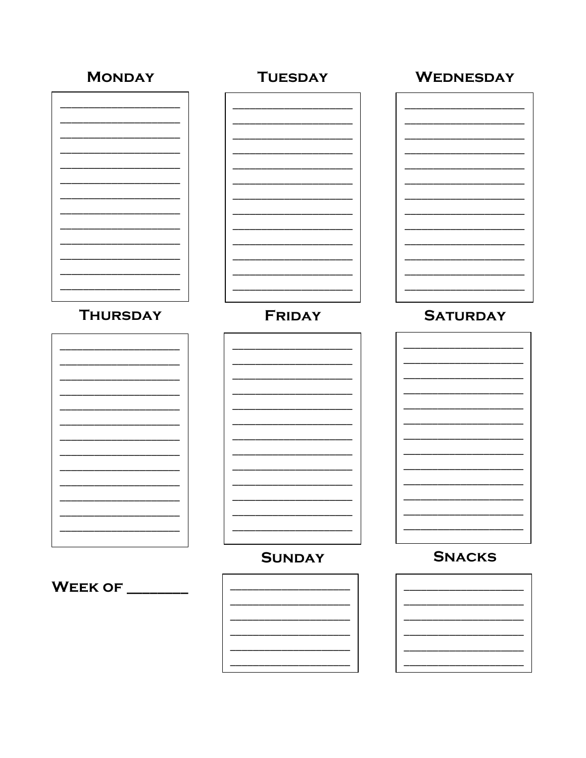## Monday

## Tuesday

## Wednesday

## Thursday

## Friday

## Saturday

## Sunday

## Snacks

**Week of ________**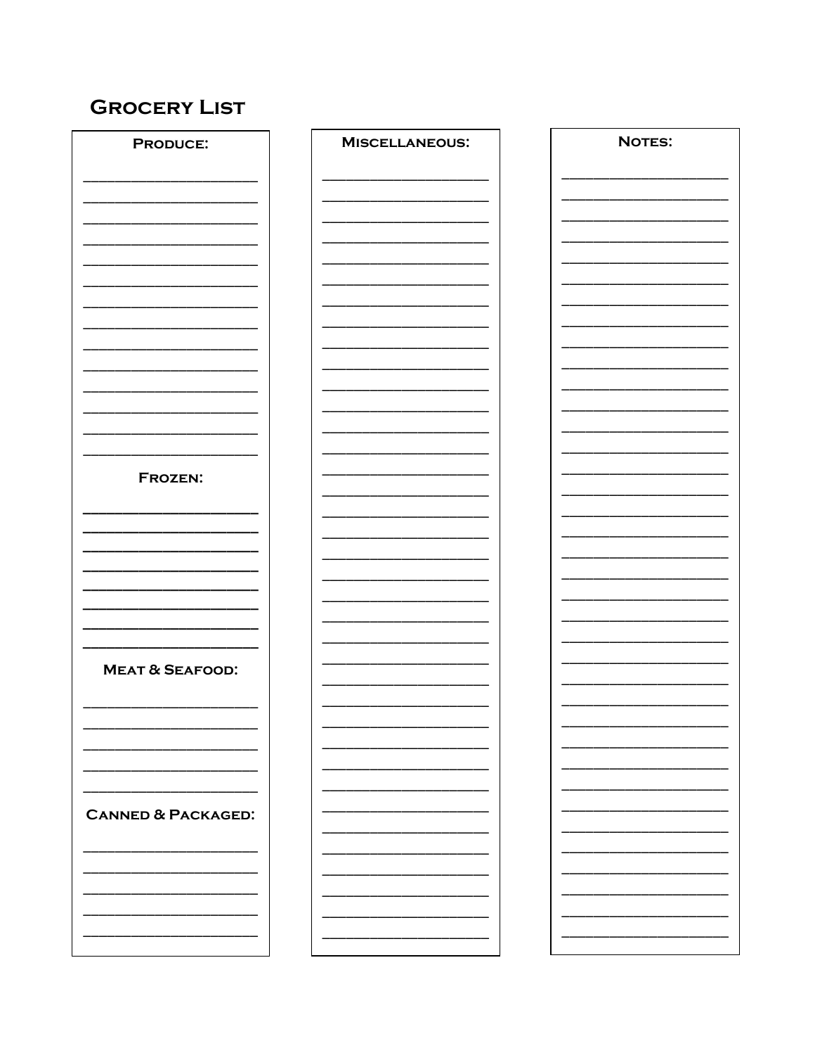# Grocery List

## Produce:

______________________

______________________

______________________

______________________

______________________

______________________

______________________

______________________

______________________

______________________

______________________

______________________

______________________

______________________

## Frozen:

______________________

______________________

______________________

______________________

______________________

______________________

______________________

______________________

## Meat & Seafood:

______________________

______________________

______________________

______________________

______________________

## Canned & Packaged:

______________________

______________________

______________________

______________________

______________________

## Miscellaneous:

______________________

______________________

______________________

______________________

______________________

______________________

______________________

______________________

______________________

______________________

______________________

______________________

______________________

______________________

______________________

______________________

______________________

______________________

______________________

______________________

______________________

______________________

______________________

______________________

______________________

______________________

______________________

______________________

______________________

______________________

______________________

______________________

______________________

______________________

______________________

______________________

## Notes:

______________________

______________________

______________________

______________________

______________________

______________________

______________________

______________________

______________________

______________________

______________________

______________________

______________________

______________________

______________________

______________________

______________________

______________________

______________________

______________________

______________________

______________________

______________________

______________________

______________________

______________________

______________________

______________________

______________________

______________________

______________________

______________________

______________________

______________________

______________________

______________________